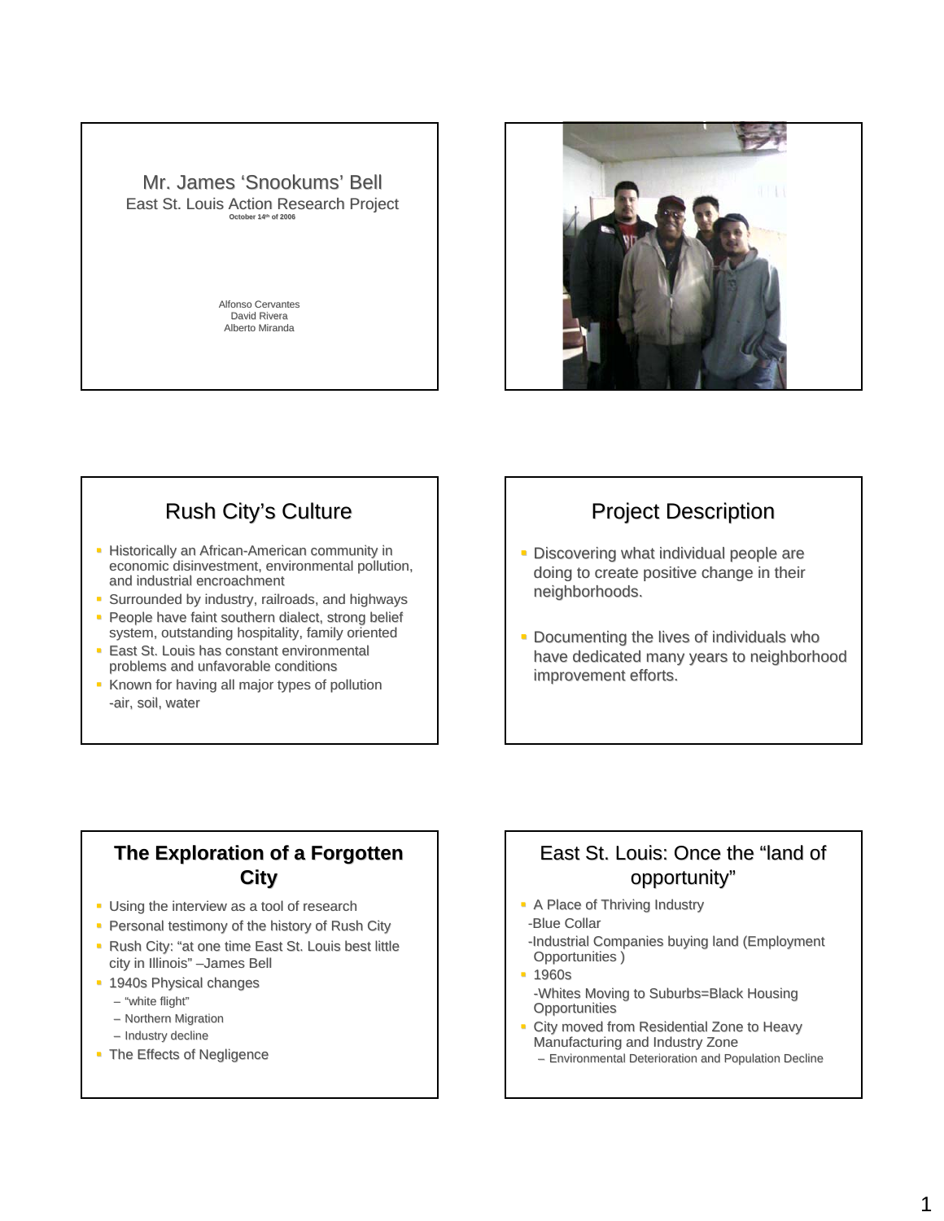# Mr. James 'Snookums' Bell

East St. Louis Action Research Project

October 14th of 2006

Alfonso Cervantes
David Rivera
Alberto Miranda

## Rush City's Culture

- Historically an African-American community in economic disinvestment, environmental pollution, and industrial encroachment
- Surrounded by industry, railroads, and highways
- People have faint southern dialect, strong belief system, outstanding hospitality, family oriented
- East St. Louis has constant environmental problems and unfavorable conditions
- Known for having all major types of pollution
  -air, soil, water

## Project Description

- Discovering what individual people are doing to create positive change in their neighborhoods.
- Documenting the lives of individuals who have dedicated many years to neighborhood improvement efforts.

## The Exploration of a Forgotten City

- Using the interview as a tool of research
- Personal testimony of the history of Rush City
- Rush City: "at one time East St. Louis best little city in Illinois" –James Bell
- 1940s Physical changes
  - "white flight"
  - Northern Migration
  - Industry decline
- The Effects of Negligence

## East St. Louis: Once the "land of opportunity"

- A Place of Thriving Industry
  -Blue Collar
  -Industrial Companies buying land (Employment Opportunities )
- 1960s
  -Whites Moving to Suburbs=Black Housing Opportunities
- City moved from Residential Zone to Heavy Manufacturing and Industry Zone
  - Environmental Deterioration and Population Decline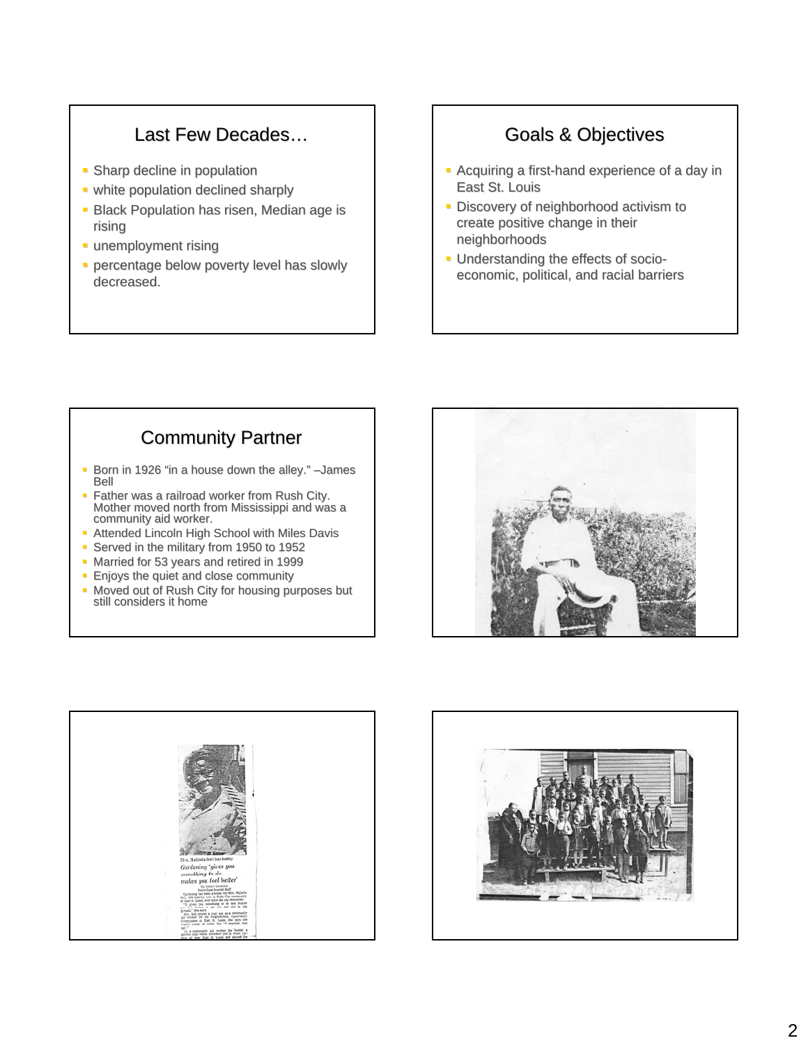## Last Few Decades…

- Sharp decline in population
- white population declined sharply
- Black Population has risen, Median age is rising
- unemployment rising
- percentage below poverty level has slowly decreased.

## Goals & Objectives

- Acquiring a first-hand experience of a day in East St. Louis
- Discovery of neighborhood activism to create positive change in their neighborhoods
- Understanding the effects of socio-economic, political, and racial barriers

## Community Partner

- Born in 1926 "in a house down the alley." –James Bell
- Father was a railroad worker from Rush City. Mother moved north from Mississippi and was a community aid worker.
- Attended Lincoln High School with Miles Davis
- Served in the military from 1950 to 1952
- Married for 53 years and retired in 1999
- Enjoys the quiet and close community
- Moved out of Rush City for housing purposes but still considers it home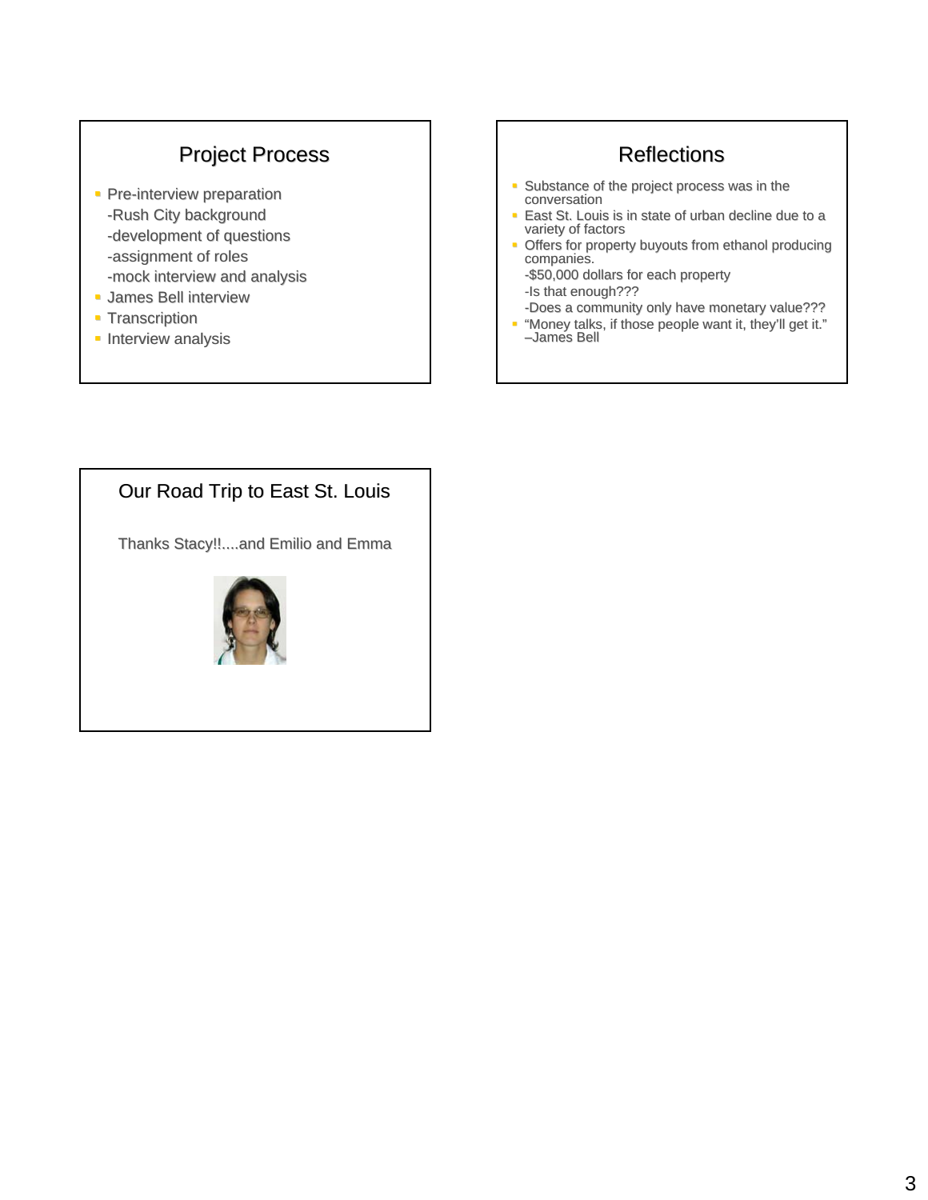## Project Process

- Pre-interview preparation
  - -Rush City background
  - -development of questions
  - -assignment of roles
  - -mock interview and analysis
- James Bell interview
- Transcription
- Interview analysis

## Reflections

- Substance of the project process was in the conversation
- East St. Louis is in state of urban decline due to a variety of factors
- Offers for property buyouts from ethanol producing companies.
  - -$50,000 dollars for each property
  - -Is that enough???
  - -Does a community only have monetary value???
- "Money talks, if those people want it, they'll get it." –James Bell

## Our Road Trip to East St. Louis

Thanks Stacy!!....and Emilio and Emma